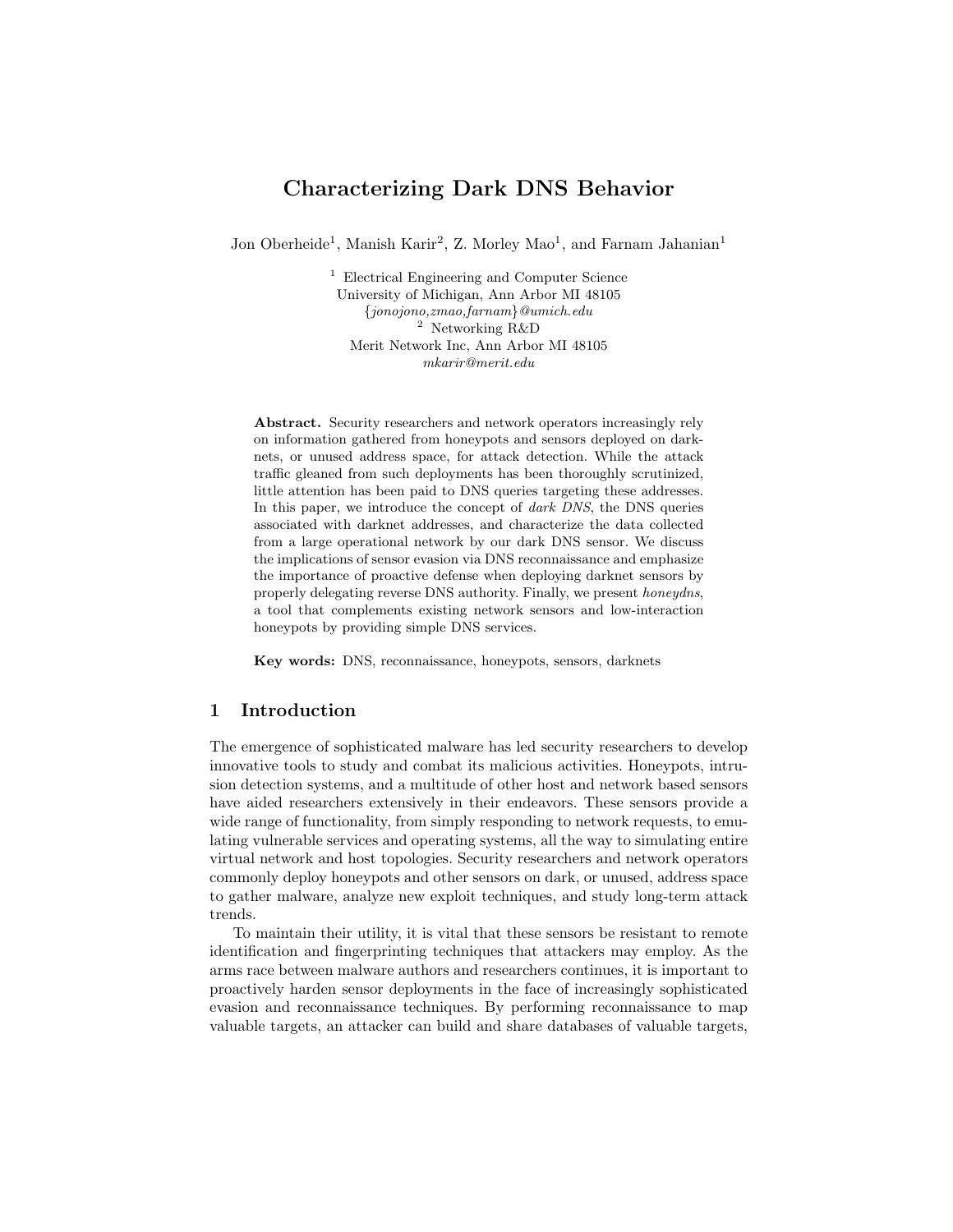# Characterizing Dark DNS Behavior

Jon Oberheide[1], Manish Karir[2], Z. Morley Mao[1], and Farnam Jahanian[1]

[1] Electrical Engineering and Computer Science
University of Michigan, Ann Arbor MI 48105
{*jonojono,zmao,farnam*}*@umich.edu*

[2] Networking R&D
Merit Network Inc, Ann Arbor MI 48105
*mkarir@merit.edu*

**Abstract.** Security researchers and network operators increasingly rely on information gathered from honeypots and sensors deployed on darknets, or unused address space, for attack detection. While the attack traffic gleaned from such deployments has been thoroughly scrutinized, little attention has been paid to DNS queries targeting these addresses. In this paper, we introduce the concept of *dark DNS*, the DNS queries associated with darknet addresses, and characterize the data collected from a large operational network by our dark DNS sensor. We discuss the implications of sensor evasion via DNS reconnaissance and emphasize the importance of proactive defense when deploying darknet sensors by properly delegating reverse DNS authority. Finally, we present *honeydns*, a tool that complements existing network sensors and low-interaction honeypots by providing simple DNS services.

**Key words:** DNS, reconnaissance, honeypots, sensors, darknets

## 1 Introduction

The emergence of sophisticated malware has led security researchers to develop innovative tools to study and combat its malicious activities. Honeypots, intrusion detection systems, and a multitude of other host and network based sensors have aided researchers extensively in their endeavors. These sensors provide a wide range of functionality, from simply responding to network requests, to emulating vulnerable services and operating systems, all the way to simulating entire virtual network and host topologies. Security researchers and network operators commonly deploy honeypots and other sensors on dark, or unused, address space to gather malware, analyze new exploit techniques, and study long-term attack trends.

To maintain their utility, it is vital that these sensors be resistant to remote identification and fingerprinting techniques that attackers may employ. As the arms race between malware authors and researchers continues, it is important to proactively harden sensor deployments in the face of increasingly sophisticated evasion and reconnaissance techniques. By performing reconnaissance to map valuable targets, an attacker can build and share databases of valuable targets,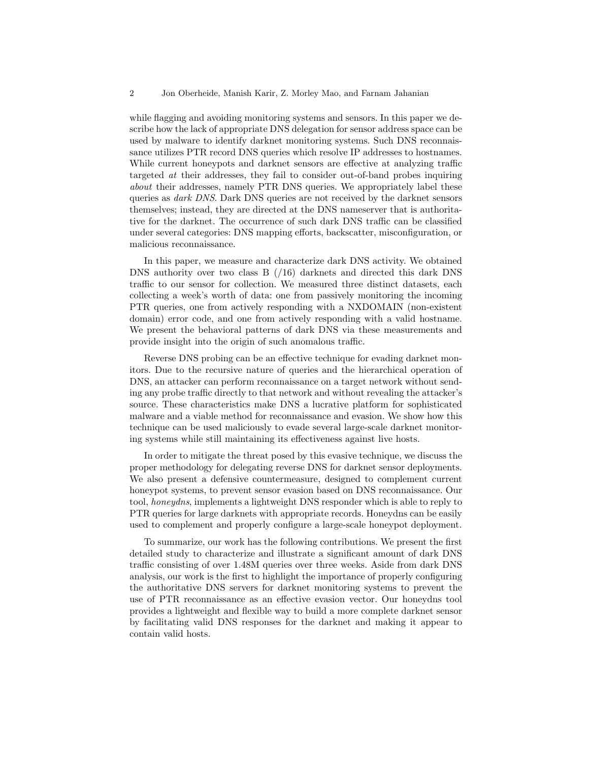while flagging and avoiding monitoring systems and sensors. In this paper we describe how the lack of appropriate DNS delegation for sensor address space can be used by malware to identify darknet monitoring systems. Such DNS reconnaissance utilizes PTR record DNS queries which resolve IP addresses to hostnames. While current honeypots and darknet sensors are effective at analyzing traffic targeted *at* their addresses, they fail to consider out-of-band probes inquiring *about* their addresses, namely PTR DNS queries. We appropriately label these queries as *dark DNS*. Dark DNS queries are not received by the darknet sensors themselves; instead, they are directed at the DNS nameserver that is authoritative for the darknet. The occurrence of such dark DNS traffic can be classified under several categories: DNS mapping efforts, backscatter, misconfiguration, or malicious reconnaissance.

In this paper, we measure and characterize dark DNS activity. We obtained DNS authority over two class B (/16) darknets and directed this dark DNS traffic to our sensor for collection. We measured three distinct datasets, each collecting a week's worth of data: one from passively monitoring the incoming PTR queries, one from actively responding with a NXDOMAIN (non-existent domain) error code, and one from actively responding with a valid hostname. We present the behavioral patterns of dark DNS via these measurements and provide insight into the origin of such anomalous traffic.

Reverse DNS probing can be an effective technique for evading darknet monitors. Due to the recursive nature of queries and the hierarchical operation of DNS, an attacker can perform reconnaissance on a target network without sending any probe traffic directly to that network and without revealing the attacker's source. These characteristics make DNS a lucrative platform for sophisticated malware and a viable method for reconnaissance and evasion. We show how this technique can be used maliciously to evade several large-scale darknet monitoring systems while still maintaining its effectiveness against live hosts.

In order to mitigate the threat posed by this evasive technique, we discuss the proper methodology for delegating reverse DNS for darknet sensor deployments. We also present a defensive countermeasure, designed to complement current honeypot systems, to prevent sensor evasion based on DNS reconnaissance. Our tool, *honeydns*, implements a lightweight DNS responder which is able to reply to PTR queries for large darknets with appropriate records. Honeydns can be easily used to complement and properly configure a large-scale honeypot deployment.

To summarize, our work has the following contributions. We present the first detailed study to characterize and illustrate a significant amount of dark DNS traffic consisting of over 1.48M queries over three weeks. Aside from dark DNS analysis, our work is the first to highlight the importance of properly configuring the authoritative DNS servers for darknet monitoring systems to prevent the use of PTR reconnaissance as an effective evasion vector. Our honeydns tool provides a lightweight and flexible way to build a more complete darknet sensor by facilitating valid DNS responses for the darknet and making it appear to contain valid hosts.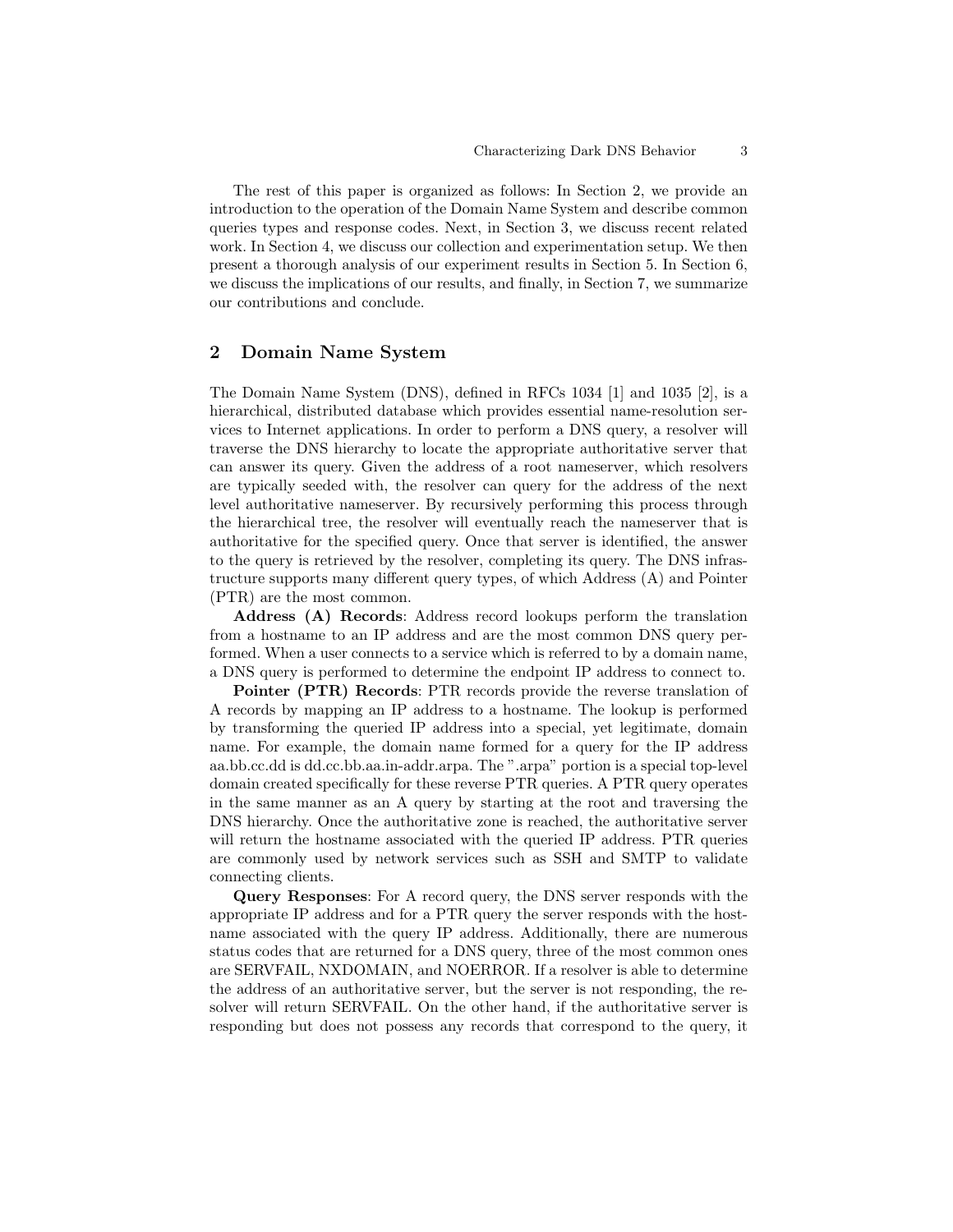The rest of this paper is organized as follows: In Section 2, we provide an introduction to the operation of the Domain Name System and describe common queries types and response codes. Next, in Section 3, we discuss recent related work. In Section 4, we discuss our collection and experimentation setup. We then present a thorough analysis of our experiment results in Section 5. In Section 6, we discuss the implications of our results, and finally, in Section 7, we summarize our contributions and conclude.

## 2 Domain Name System

The Domain Name System (DNS), defined in RFCs 1034 [1] and 1035 [2], is a hierarchical, distributed database which provides essential name-resolution services to Internet applications. In order to perform a DNS query, a resolver will traverse the DNS hierarchy to locate the appropriate authoritative server that can answer its query. Given the address of a root nameserver, which resolvers are typically seeded with, the resolver can query for the address of the next level authoritative nameserver. By recursively performing this process through the hierarchical tree, the resolver will eventually reach the nameserver that is authoritative for the specified query. Once that server is identified, the answer to the query is retrieved by the resolver, completing its query. The DNS infrastructure supports many different query types, of which Address (A) and Pointer (PTR) are the most common.

**Address (A) Records**: Address record lookups perform the translation from a hostname to an IP address and are the most common DNS query performed. When a user connects to a service which is referred to by a domain name, a DNS query is performed to determine the endpoint IP address to connect to.

**Pointer (PTR) Records**: PTR records provide the reverse translation of A records by mapping an IP address to a hostname. The lookup is performed by transforming the queried IP address into a special, yet legitimate, domain name. For example, the domain name formed for a query for the IP address aa.bb.cc.dd is dd.cc.bb.aa.in-addr.arpa. The ".arpa" portion is a special top-level domain created specifically for these reverse PTR queries. A PTR query operates in the same manner as an A query by starting at the root and traversing the DNS hierarchy. Once the authoritative zone is reached, the authoritative server will return the hostname associated with the queried IP address. PTR queries are commonly used by network services such as SSH and SMTP to validate connecting clients.

**Query Responses**: For A record query, the DNS server responds with the appropriate IP address and for a PTR query the server responds with the hostname associated with the query IP address. Additionally, there are numerous status codes that are returned for a DNS query, three of the most common ones are SERVFAIL, NXDOMAIN, and NOERROR. If a resolver is able to determine the address of an authoritative server, but the server is not responding, the resolver will return SERVFAIL. On the other hand, if the authoritative server is responding but does not possess any records that correspond to the query, it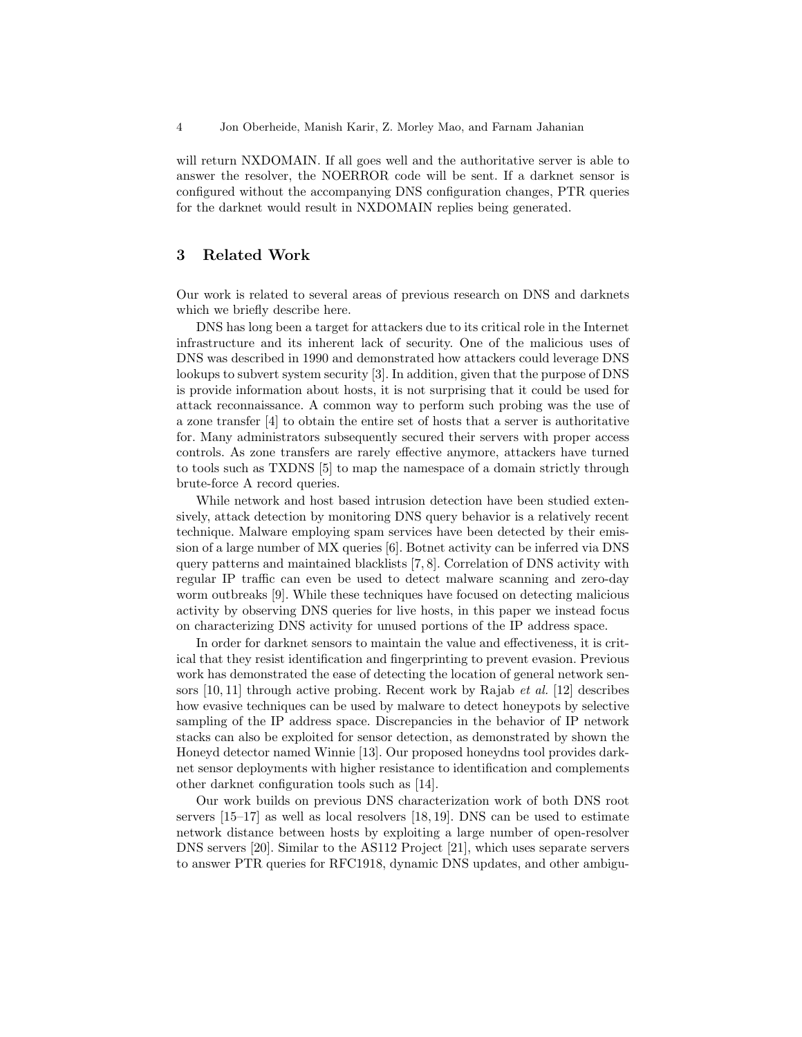will return NXDOMAIN. If all goes well and the authoritative server is able to answer the resolver, the NOERROR code will be sent. If a darknet sensor is configured without the accompanying DNS configuration changes, PTR queries for the darknet would result in NXDOMAIN replies being generated.

## 3 Related Work

Our work is related to several areas of previous research on DNS and darknets which we briefly describe here.

DNS has long been a target for attackers due to its critical role in the Internet infrastructure and its inherent lack of security. One of the malicious uses of DNS was described in 1990 and demonstrated how attackers could leverage DNS lookups to subvert system security [3]. In addition, given that the purpose of DNS is provide information about hosts, it is not surprising that it could be used for attack reconnaissance. A common way to perform such probing was the use of a zone transfer [4] to obtain the entire set of hosts that a server is authoritative for. Many administrators subsequently secured their servers with proper access controls. As zone transfers are rarely effective anymore, attackers have turned to tools such as TXDNS [5] to map the namespace of a domain strictly through brute-force A record queries.

While network and host based intrusion detection have been studied extensively, attack detection by monitoring DNS query behavior is a relatively recent technique. Malware employing spam services have been detected by their emission of a large number of MX queries [6]. Botnet activity can be inferred via DNS query patterns and maintained blacklists [7, 8]. Correlation of DNS activity with regular IP traffic can even be used to detect malware scanning and zero-day worm outbreaks [9]. While these techniques have focused on detecting malicious activity by observing DNS queries for live hosts, in this paper we instead focus on characterizing DNS activity for unused portions of the IP address space.

In order for darknet sensors to maintain the value and effectiveness, it is critical that they resist identification and fingerprinting to prevent evasion. Previous work has demonstrated the ease of detecting the location of general network sensors [10, 11] through active probing. Recent work by Rajab *et al.* [12] describes how evasive techniques can be used by malware to detect honeypots by selective sampling of the IP address space. Discrepancies in the behavior of IP network stacks can also be exploited for sensor detection, as demonstrated by shown the Honeyd detector named Winnie [13]. Our proposed honeydns tool provides darknet sensor deployments with higher resistance to identification and complements other darknet configuration tools such as [14].

Our work builds on previous DNS characterization work of both DNS root servers [15–17] as well as local resolvers [18, 19]. DNS can be used to estimate network distance between hosts by exploiting a large number of open-resolver DNS servers [20]. Similar to the AS112 Project [21], which uses separate servers to answer PTR queries for RFC1918, dynamic DNS updates, and other ambigu-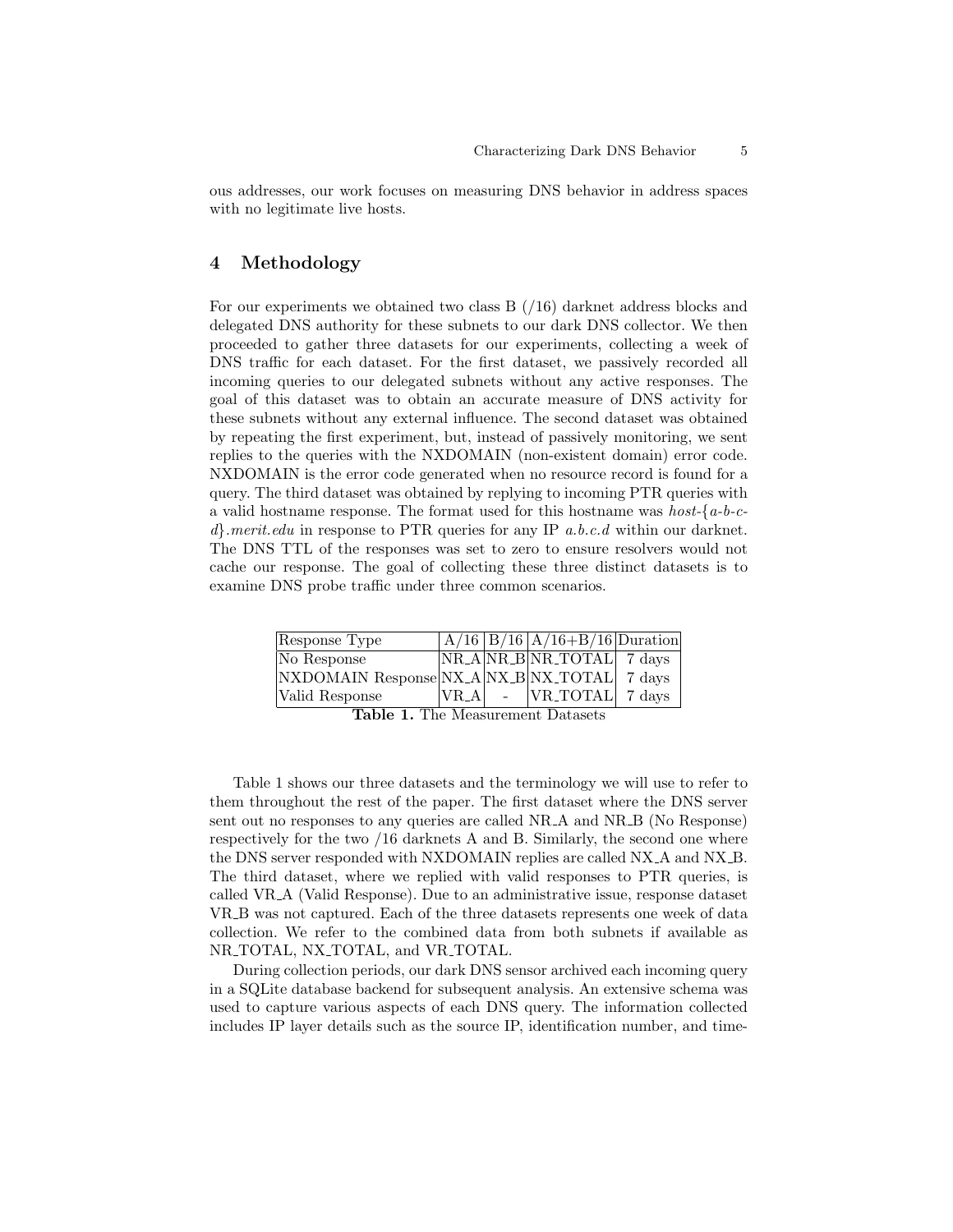ous addresses, our work focuses on measuring DNS behavior in address spaces with no legitimate live hosts.

## 4 Methodology

For our experiments we obtained two class B (/16) darknet address blocks and delegated DNS authority for these subnets to our dark DNS collector. We then proceeded to gather three datasets for our experiments, collecting a week of DNS traffic for each dataset. For the first dataset, we passively recorded all incoming queries to our delegated subnets without any active responses. The goal of this dataset was to obtain an accurate measure of DNS activity for these subnets without any external influence. The second dataset was obtained by repeating the first experiment, but, instead of passively monitoring, we sent replies to the queries with the NXDOMAIN (non-existent domain) error code. NXDOMAIN is the error code generated when no resource record is found for a query. The third dataset was obtained by replying to incoming PTR queries with a valid hostname response. The format used for this hostname was *host-{a-b-c-d}.merit.edu* in response to PTR queries for any IP *a.b.c.d* within our darknet. The DNS TTL of the responses was set to zero to ensure resolvers would not cache our response. The goal of collecting these three distinct datasets is to examine DNS probe traffic under three common scenarios.

| Response Type | A/16 | B/16 | A/16+B/16 | Duration |
|---|---|---|---|---|
| No Response | NR_A | NR_B | NR_TOTAL | 7 days |
| NXDOMAIN Response | NX_A | NX_B | NX_TOTAL | 7 days |
| Valid Response | VR_A | - | VR_TOTAL | 7 days |

**Table 1.** The Measurement Datasets

Table 1 shows our three datasets and the terminology we will use to refer to them throughout the rest of the paper. The first dataset where the DNS server sent out no responses to any queries are called NR_A and NR_B (No Response) respectively for the two /16 darknets A and B. Similarly, the second one where the DNS server responded with NXDOMAIN replies are called NX_A and NX_B. The third dataset, where we replied with valid responses to PTR queries, is called VR_A (Valid Response). Due to an administrative issue, response dataset VR_B was not captured. Each of the three datasets represents one week of data collection. We refer to the combined data from both subnets if available as NR_TOTAL, NX_TOTAL, and VR_TOTAL.

During collection periods, our dark DNS sensor archived each incoming query in a SQLite database backend for subsequent analysis. An extensive schema was used to capture various aspects of each DNS query. The information collected includes IP layer details such as the source IP, identification number, and time-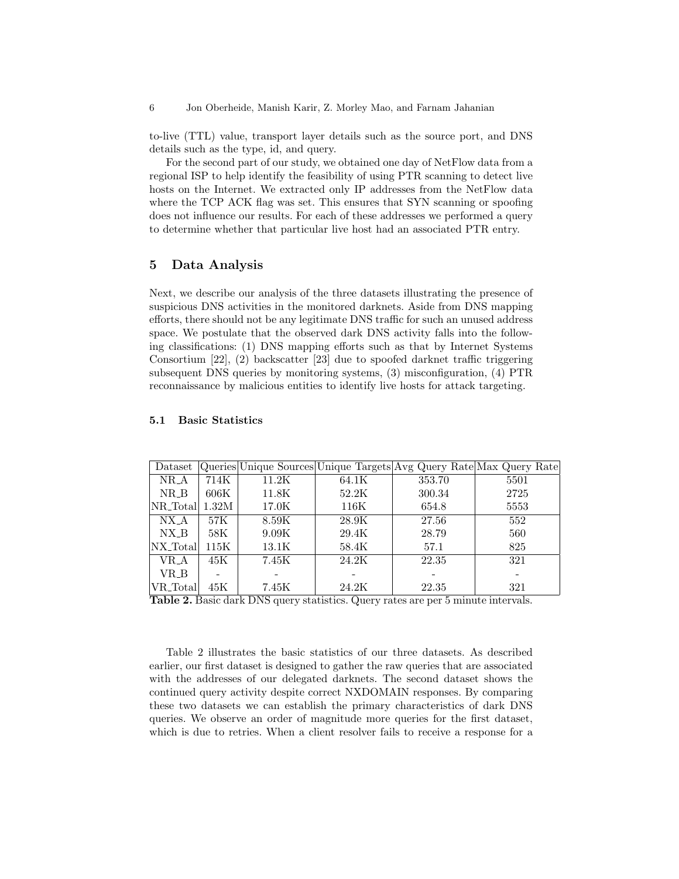to-live (TTL) value, transport layer details such as the source port, and DNS details such as the type, id, and query.

For the second part of our study, we obtained one day of NetFlow data from a regional ISP to help identify the feasibility of using PTR scanning to detect live hosts on the Internet. We extracted only IP addresses from the NetFlow data where the TCP ACK flag was set. This ensures that SYN scanning or spoofing does not influence our results. For each of these addresses we performed a query to determine whether that particular live host had an associated PTR entry.

## 5 Data Analysis

Next, we describe our analysis of the three datasets illustrating the presence of suspicious DNS activities in the monitored darknets. Aside from DNS mapping efforts, there should not be any legitimate DNS traffic for such an unused address space. We postulate that the observed dark DNS activity falls into the following classifications: (1) DNS mapping efforts such as that by Internet Systems Consortium [22], (2) backscatter [23] due to spoofed darknet traffic triggering subsequent DNS queries by monitoring systems, (3) misconfiguration, (4) PTR reconnaissance by malicious entities to identify live hosts for attack targeting.

### 5.1 Basic Statistics

| Dataset | Queries | Unique Sources | Unique Targets | Avg Query Rate | Max Query Rate |
|---|---|---|---|---|---|
| NR_A | 714K | 11.2K | 64.1K | 353.70 | 5501 |
| NR_B | 606K | 11.8K | 52.2K | 300.34 | 2725 |
| NR_Total | 1.32M | 17.0K | 116K | 654.8 | 5553 |
| NX_A | 57K | 8.59K | 28.9K | 27.56 | 552 |
| NX_B | 58K | 9.09K | 29.4K | 28.79 | 560 |
| NX_Total | 115K | 13.1K | 58.4K | 57.1 | 825 |
| VR_A | 45K | 7.45K | 24.2K | 22.35 | 321 |
| VR_B | - | - | - | - | - |
| VR_Total | 45K | 7.45K | 24.2K | 22.35 | 321 |

**Table 2.** Basic dark DNS query statistics. Query rates are per 5 minute intervals.

Table 2 illustrates the basic statistics of our three datasets. As described earlier, our first dataset is designed to gather the raw queries that are associated with the addresses of our delegated darknets. The second dataset shows the continued query activity despite correct NXDOMAIN responses. By comparing these two datasets we can establish the primary characteristics of dark DNS queries. We observe an order of magnitude more queries for the first dataset, which is due to retries. When a client resolver fails to receive a response for a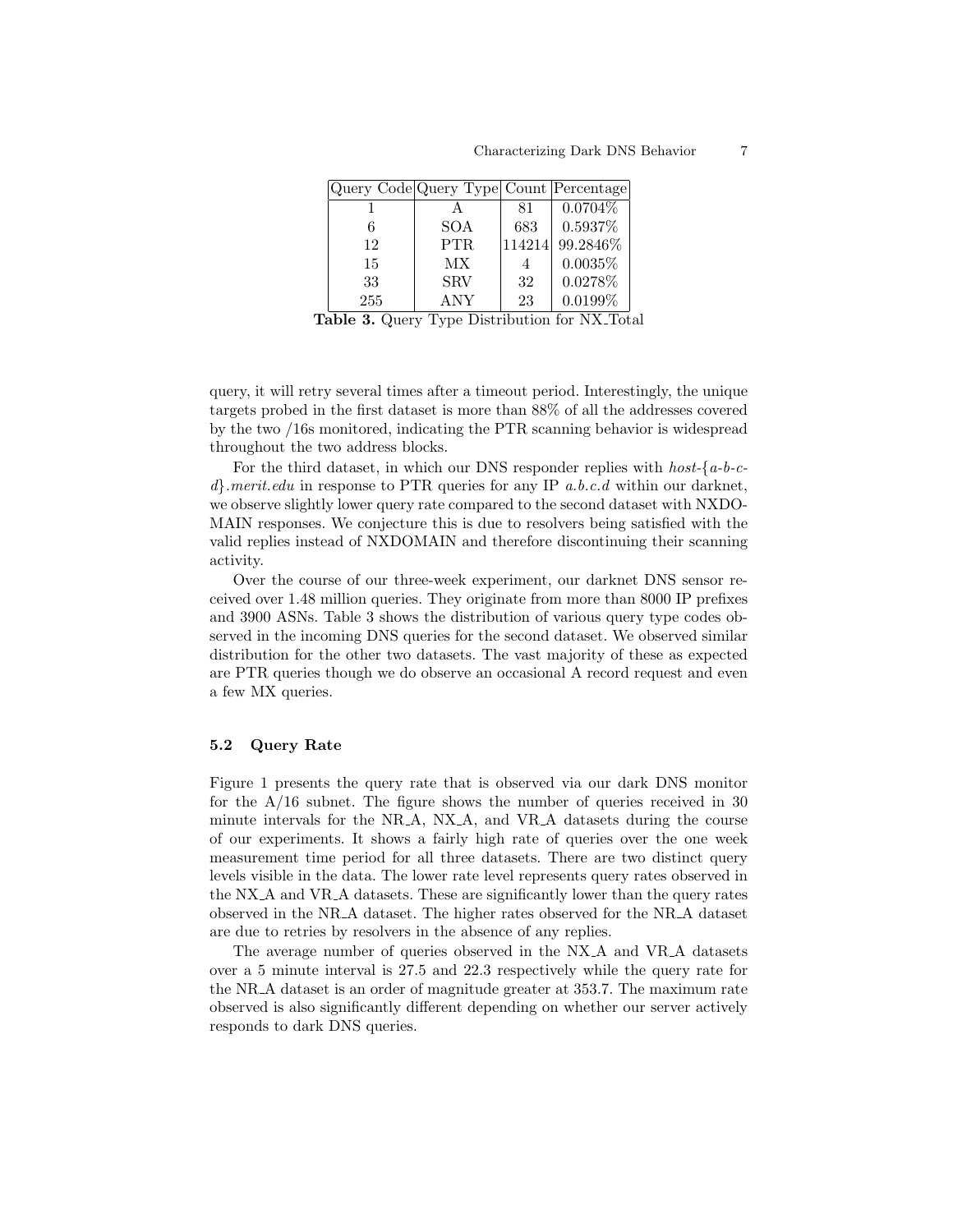| Query Code | Query Type | Count | Percentage |
|---|---|---|---|
| 1 | A | 81 | 0.0704% |
| 6 | SOA | 683 | 0.5937% |
| 12 | PTR | 114214 | 99.2846% |
| 15 | MX | 4 | 0.0035% |
| 33 | SRV | 32 | 0.0278% |
| 255 | ANY | 23 | 0.0199% |

**Table 3.** Query Type Distribution for NX_Total

query, it will retry several times after a timeout period. Interestingly, the unique targets probed in the first dataset is more than 88% of all the addresses covered by the two /16s monitored, indicating the PTR scanning behavior is widespread throughout the two address blocks.

For the third dataset, in which our DNS responder replies with *host-{a-b-c-d}.merit.edu* in response to PTR queries for any IP *a.b.c.d* within our darknet, we observe slightly lower query rate compared to the second dataset with NXDOMAIN responses. We conjecture this is due to resolvers being satisfied with the valid replies instead of NXDOMAIN and therefore discontinuing their scanning activity.

Over the course of our three-week experiment, our darknet DNS sensor received over 1.48 million queries. They originate from more than 8000 IP prefixes and 3900 ASNs. Table 3 shows the distribution of various query type codes observed in the incoming DNS queries for the second dataset. We observed similar distribution for the other two datasets. The vast majority of these as expected are PTR queries though we do observe an occasional A record request and even a few MX queries.

### 5.2 Query Rate

Figure 1 presents the query rate that is observed via our dark DNS monitor for the A/16 subnet. The figure shows the number of queries received in 30 minute intervals for the NR_A, NX_A, and VR_A datasets during the course of our experiments. It shows a fairly high rate of queries over the one week measurement time period for all three datasets. There are two distinct query levels visible in the data. The lower rate level represents query rates observed in the NX_A and VR_A datasets. These are significantly lower than the query rates observed in the NR_A dataset. The higher rates observed for the NR_A dataset are due to retries by resolvers in the absence of any replies.

The average number of queries observed in the NX_A and VR_A datasets over a 5 minute interval is 27.5 and 22.3 respectively while the query rate for the NR_A dataset is an order of magnitude greater at 353.7. The maximum rate observed is also significantly different depending on whether our server actively responds to dark DNS queries.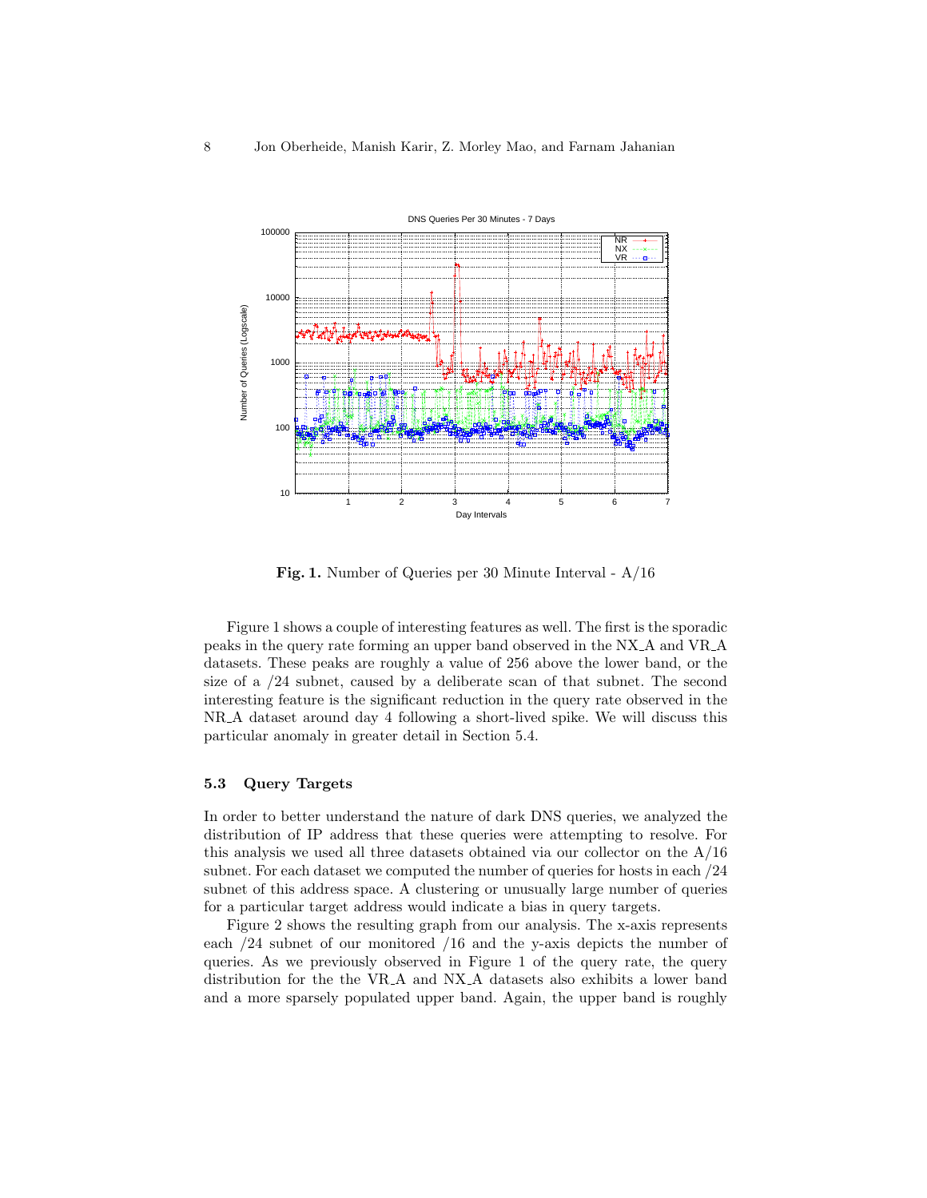**Fig. 1.** Number of Queries per 30 Minute Interval - A/16

Figure 1 shows a couple of interesting features as well. The first is the sporadic peaks in the query rate forming an upper band observed in the NX_A and VR_A datasets. These peaks are roughly a value of 256 above the lower band, or the size of a /24 subnet, caused by a deliberate scan of that subnet. The second interesting feature is the significant reduction in the query rate observed in the NR_A dataset around day 4 following a short-lived spike. We will discuss this particular anomaly in greater detail in Section 5.4.

### 5.3 Query Targets

In order to better understand the nature of dark DNS queries, we analyzed the distribution of IP address that these queries were attempting to resolve. For this analysis we used all three datasets obtained via our collector on the A/16 subnet. For each dataset we computed the number of queries for hosts in each /24 subnet of this address space. A clustering or unusually large number of queries for a particular target address would indicate a bias in query targets.

Figure 2 shows the resulting graph from our analysis. The x-axis represents each /24 subnet of our monitored /16 and the y-axis depicts the number of queries. As we previously observed in Figure 1 of the query rate, the query distribution for the the VR_A and NX_A datasets also exhibits a lower band and a more sparsely populated upper band. Again, the upper band is roughly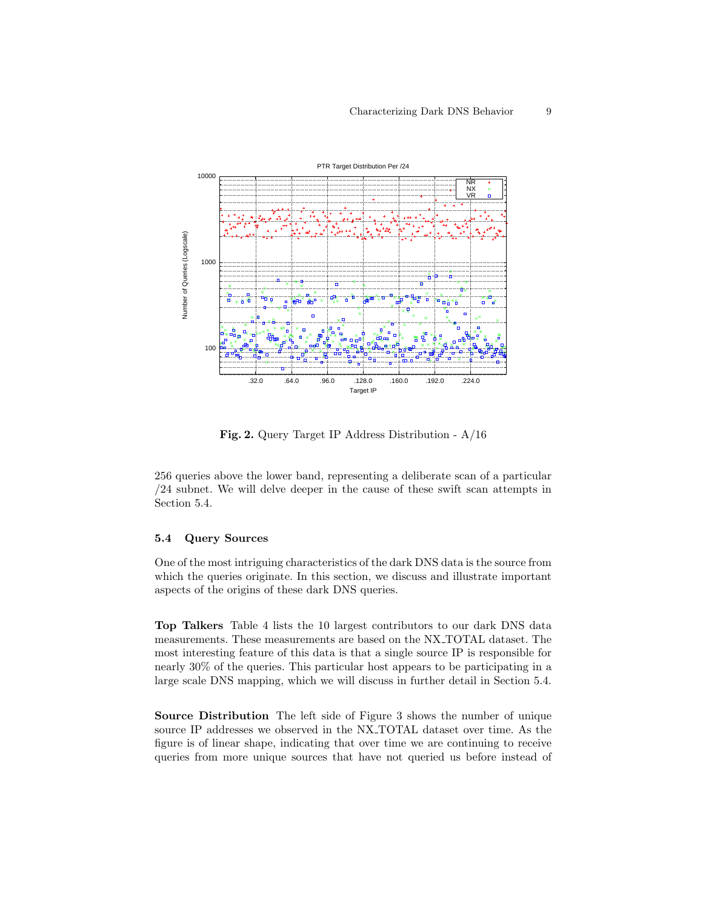Fig. 2. Query Target IP Address Distribution - A/16

256 queries above the lower band, representing a deliberate scan of a particular /24 subnet. We will delve deeper in the cause of these swift scan attempts in Section 5.4.

### 5.4 Query Sources

One of the most intriguing characteristics of the dark DNS data is the source from which the queries originate. In this section, we discuss and illustrate important aspects of the origins of these dark DNS queries.

**Top Talkers** Table 4 lists the 10 largest contributors to our dark DNS data measurements. These measurements are based on the NX_TOTAL dataset. The most interesting feature of this data is that a single source IP is responsible for nearly 30% of the queries. This particular host appears to be participating in a large scale DNS mapping, which we will discuss in further detail in Section 5.4.

**Source Distribution** The left side of Figure 3 shows the number of unique source IP addresses we observed in the NX_TOTAL dataset over time. As the figure is of linear shape, indicating that over time we are continuing to receive queries from more unique sources that have not queried us before instead of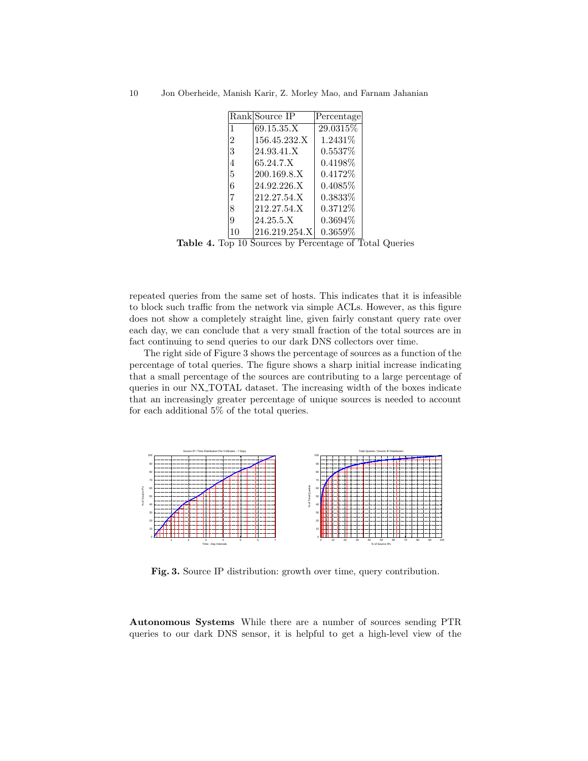| Rank | Source IP | Percentage |
|---|---|---|
| 1 | 69.15.35.X | 29.0315% |
| 2 | 156.45.232.X | 1.2431% |
| 3 | 24.93.41.X | 0.5537% |
| 4 | 65.24.7.X | 0.4198% |
| 5 | 200.169.8.X | 0.4172% |
| 6 | 24.92.226.X | 0.4085% |
| 7 | 212.27.54.X | 0.3833% |
| 8 | 212.27.54.X | 0.3712% |
| 9 | 24.25.5.X | 0.3694% |
| 10 | 216.219.254.X | 0.3659% |

**Table 4.** Top 10 Sources by Percentage of Total Queries

repeated queries from the same set of hosts. This indicates that it is infeasible to block such traffic from the network via simple ACLs. However, as this figure does not show a completely straight line, given fairly constant query rate over each day, we can conclude that a very small fraction of the total sources are in fact continuing to send queries to our dark DNS collectors over time.

The right side of Figure 3 shows the percentage of sources as a function of the percentage of total queries. The figure shows a sharp initial increase indicating that a small percentage of the sources are contributing to a large percentage of queries in our NX_TOTAL dataset. The increasing width of the boxes indicate that an increasingly greater percentage of unique sources is needed to account for each additional 5% of the total queries.

**Fig. 3.** Source IP distribution: growth over time, query contribution.

**Autonomous Systems** While there are a number of sources sending PTR queries to our dark DNS sensor, it is helpful to get a high-level view of the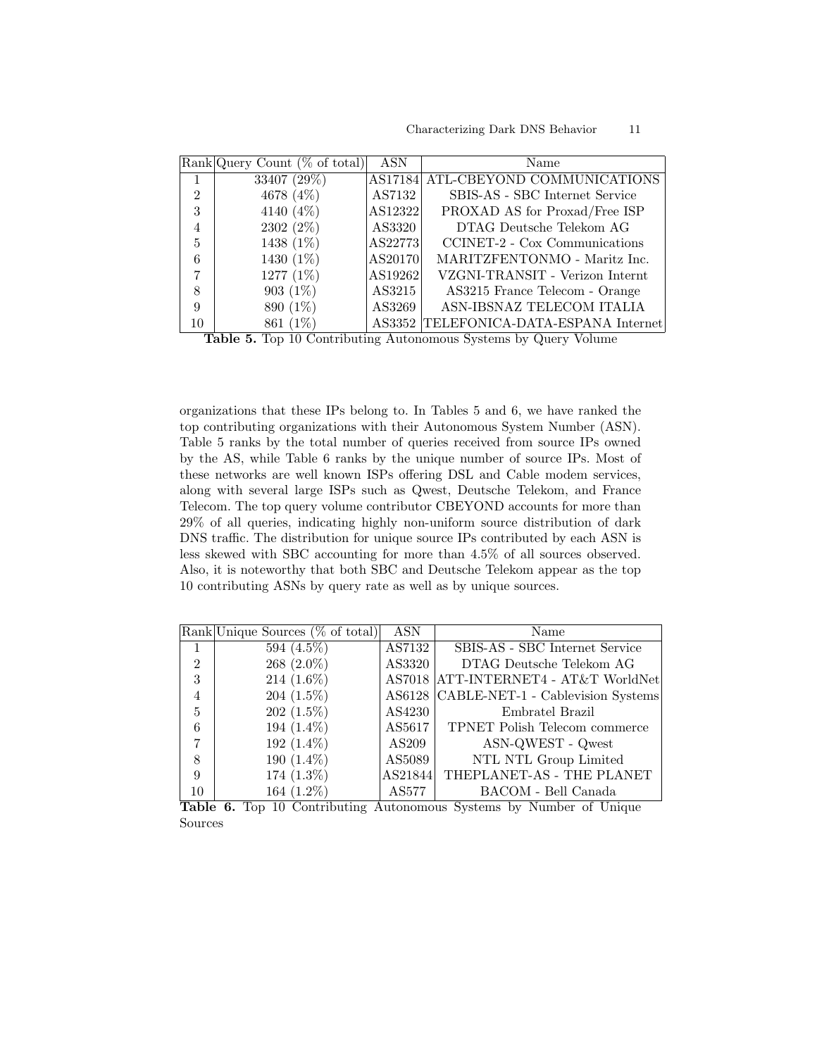| Rank | Query Count (% of total) | ASN | Name |
|---|---|---|---|
| 1 | 33407 (29%) | AS17184 | ATL-CBEYOND COMMUNICATIONS |
| 2 | 4678 (4%) | AS7132 | SBIS-AS - SBC Internet Service |
| 3 | 4140 (4%) | AS12322 | PROXAD AS for Proxad/Free ISP |
| 4 | 2302 (2%) | AS3320 | DTAG Deutsche Telekom AG |
| 5 | 1438 (1%) | AS22773 | CCINET-2 - Cox Communications |
| 6 | 1430 (1%) | AS20170 | MARITZFENTONMO - Maritz Inc. |
| 7 | 1277 (1%) | AS19262 | VZGNI-TRANSIT - Verizon Internt |
| 8 | 903 (1%) | AS3215 | AS3215 France Telecom - Orange |
| 9 | 890 (1%) | AS3269 | ASN-IBSNAZ TELECOM ITALIA |
| 10 | 861 (1%) | AS3352 | TELEFONICA-DATA-ESPANA Internet |

**Table 5.** Top 10 Contributing Autonomous Systems by Query Volume

organizations that these IPs belong to. In Tables 5 and 6, we have ranked the top contributing organizations with their Autonomous System Number (ASN). Table 5 ranks by the total number of queries received from source IPs owned by the AS, while Table 6 ranks by the unique number of source IPs. Most of these networks are well known ISPs offering DSL and Cable modem services, along with several large ISPs such as Qwest, Deutsche Telekom, and France Telecom. The top query volume contributor CBEYOND accounts for more than 29% of all queries, indicating highly non-uniform source distribution of dark DNS traffic. The distribution for unique source IPs contributed by each ASN is less skewed with SBC accounting for more than 4.5% of all sources observed. Also, it is noteworthy that both SBC and Deutsche Telekom appear as the top 10 contributing ASNs by query rate as well as by unique sources.

| Rank | Unique Sources (% of total) | ASN | Name |
|---|---|---|---|
| 1 | 594 (4.5%) | AS7132 | SBIS-AS - SBC Internet Service |
| 2 | 268 (2.0%) | AS3320 | DTAG Deutsche Telekom AG |
| 3 | 214 (1.6%) | AS7018 | ATT-INTERNET4 - AT&T WorldNet |
| 4 | 204 (1.5%) | AS6128 | CABLE-NET-1 - Cablevision Systems |
| 5 | 202 (1.5%) | AS4230 | Embratel Brazil |
| 6 | 194 (1.4%) | AS5617 | TPNET Polish Telecom commerce |
| 7 | 192 (1.4%) | AS209 | ASN-QWEST - Qwest |
| 8 | 190 (1.4%) | AS5089 | NTL NTL Group Limited |
| 9 | 174 (1.3%) | AS21844 | THEPLANET-AS - THE PLANET |
| 10 | 164 (1.2%) | AS577 | BACOM - Bell Canada |

**Table 6.** Top 10 Contributing Autonomous Systems by Number of Unique Sources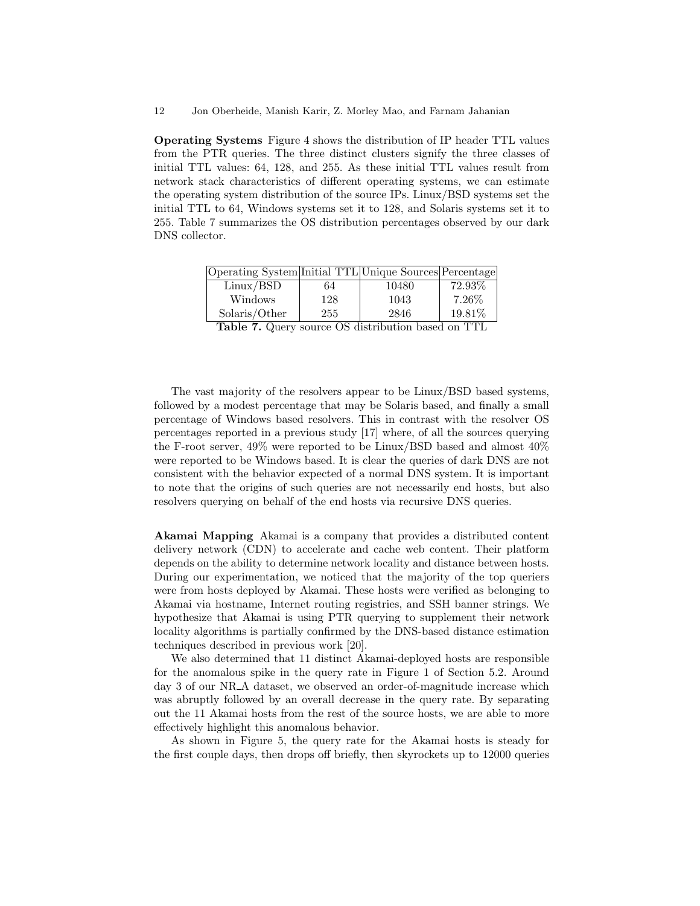**Operating Systems** Figure 4 shows the distribution of IP header TTL values from the PTR queries. The three distinct clusters signify the three classes of initial TTL values: 64, 128, and 255. As these initial TTL values result from network stack characteristics of different operating systems, we can estimate the operating system distribution of the source IPs. Linux/BSD systems set the initial TTL to 64, Windows systems set it to 128, and Solaris systems set it to 255. Table 7 summarizes the OS distribution percentages observed by our dark DNS collector.

| Operating System | Initial TTL | Unique Sources | Percentage |
|---|---|---|---|
| Linux/BSD | 64 | 10480 | 72.93% |
| Windows | 128 | 1043 | 7.26% |
| Solaris/Other | 255 | 2846 | 19.81% |

**Table 7.** Query source OS distribution based on TTL

The vast majority of the resolvers appear to be Linux/BSD based systems, followed by a modest percentage that may be Solaris based, and finally a small percentage of Windows based resolvers. This in contrast with the resolver OS percentages reported in a previous study [17] where, of all the sources querying the F-root server, 49% were reported to be Linux/BSD based and almost 40% were reported to be Windows based. It is clear the queries of dark DNS are not consistent with the behavior expected of a normal DNS system. It is important to note that the origins of such queries are not necessarily end hosts, but also resolvers querying on behalf of the end hosts via recursive DNS queries.

**Akamai Mapping** Akamai is a company that provides a distributed content delivery network (CDN) to accelerate and cache web content. Their platform depends on the ability to determine network locality and distance between hosts. During our experimentation, we noticed that the majority of the top queriers were from hosts deployed by Akamai. These hosts were verified as belonging to Akamai via hostname, Internet routing registries, and SSH banner strings. We hypothesize that Akamai is using PTR querying to supplement their network locality algorithms is partially confirmed by the DNS-based distance estimation techniques described in previous work [20].

We also determined that 11 distinct Akamai-deployed hosts are responsible for the anomalous spike in the query rate in Figure 1 of Section 5.2. Around day 3 of our NR_A dataset, we observed an order-of-magnitude increase which was abruptly followed by an overall decrease in the query rate. By separating out the 11 Akamai hosts from the rest of the source hosts, we are able to more effectively highlight this anomalous behavior.

As shown in Figure 5, the query rate for the Akamai hosts is steady for the first couple days, then drops off briefly, then skyrockets up to 12000 queries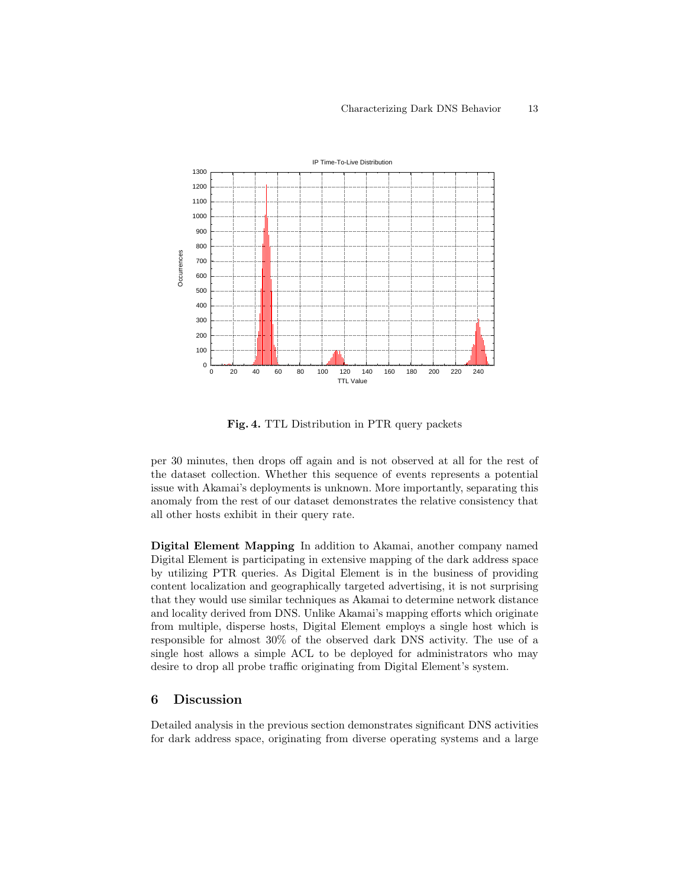Fig. 4. TTL Distribution in PTR query packets

per 30 minutes, then drops off again and is not observed at all for the rest of the dataset collection. Whether this sequence of events represents a potential issue with Akamai's deployments is unknown. More importantly, separating this anomaly from the rest of our dataset demonstrates the relative consistency that all other hosts exhibit in their query rate.

**Digital Element Mapping** In addition to Akamai, another company named Digital Element is participating in extensive mapping of the dark address space by utilizing PTR queries. As Digital Element is in the business of providing content localization and geographically targeted advertising, it is not surprising that they would use similar techniques as Akamai to determine network distance and locality derived from DNS. Unlike Akamai's mapping efforts which originate from multiple, disperse hosts, Digital Element employs a single host which is responsible for almost 30% of the observed dark DNS activity. The use of a single host allows a simple ACL to be deployed for administrators who may desire to drop all probe traffic originating from Digital Element's system.

## 6 Discussion

Detailed analysis in the previous section demonstrates significant DNS activities for dark address space, originating from diverse operating systems and a large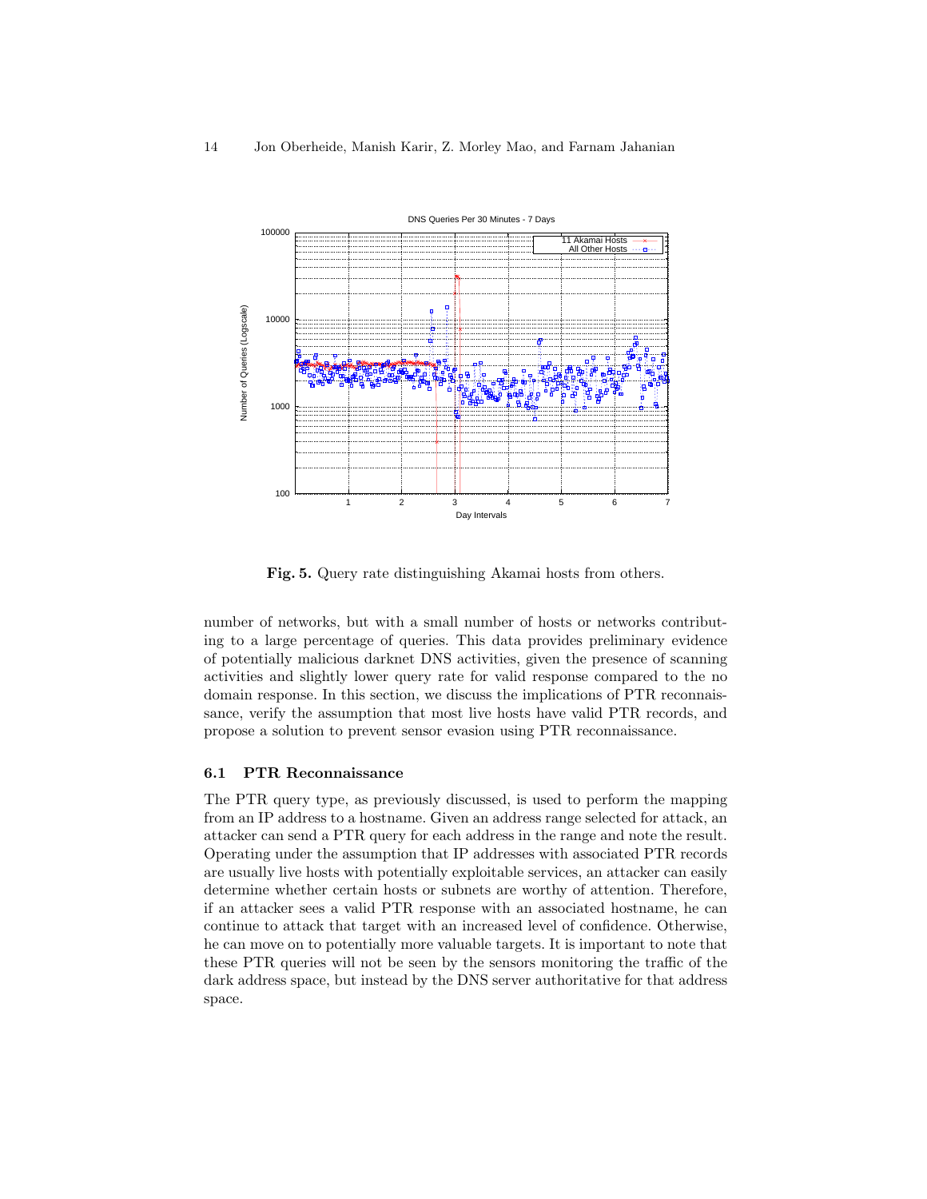**Fig. 5.** Query rate distinguishing Akamai hosts from others.

number of networks, but with a small number of hosts or networks contributing to a large percentage of queries. This data provides preliminary evidence of potentially malicious darknet DNS activities, given the presence of scanning activities and slightly lower query rate for valid response compared to the no domain response. In this section, we discuss the implications of PTR reconnaissance, verify the assumption that most live hosts have valid PTR records, and propose a solution to prevent sensor evasion using PTR reconnaissance.

### 6.1 PTR Reconnaissance

The PTR query type, as previously discussed, is used to perform the mapping from an IP address to a hostname. Given an address range selected for attack, an attacker can send a PTR query for each address in the range and note the result. Operating under the assumption that IP addresses with associated PTR records are usually live hosts with potentially exploitable services, an attacker can easily determine whether certain hosts or subnets are worthy of attention. Therefore, if an attacker sees a valid PTR response with an associated hostname, he can continue to attack that target with an increased level of confidence. Otherwise, he can move on to potentially more valuable targets. It is important to note that these PTR queries will not be seen by the sensors monitoring the traffic of the dark address space, but instead by the DNS server authoritative for that address space.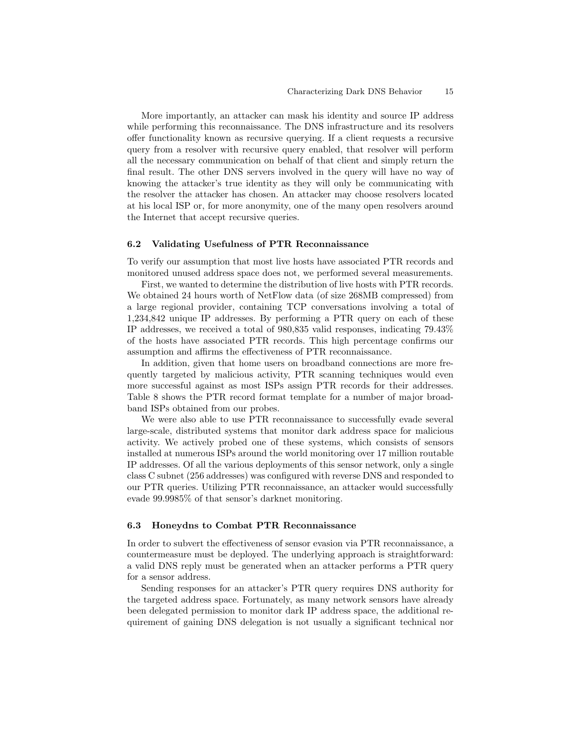More importantly, an attacker can mask his identity and source IP address while performing this reconnaissance. The DNS infrastructure and its resolvers offer functionality known as recursive querying. If a client requests a recursive query from a resolver with recursive query enabled, that resolver will perform all the necessary communication on behalf of that client and simply return the final result. The other DNS servers involved in the query will have no way of knowing the attacker's true identity as they will only be communicating with the resolver the attacker has chosen. An attacker may choose resolvers located at his local ISP or, for more anonymity, one of the many open resolvers around the Internet that accept recursive queries.

### 6.2 Validating Usefulness of PTR Reconnaissance

To verify our assumption that most live hosts have associated PTR records and monitored unused address space does not, we performed several measurements.

First, we wanted to determine the distribution of live hosts with PTR records. We obtained 24 hours worth of NetFlow data (of size 268MB compressed) from a large regional provider, containing TCP conversations involving a total of 1,234,842 unique IP addresses. By performing a PTR query on each of these IP addresses, we received a total of 980,835 valid responses, indicating 79.43% of the hosts have associated PTR records. This high percentage confirms our assumption and affirms the effectiveness of PTR reconnaissance.

In addition, given that home users on broadband connections are more frequently targeted by malicious activity, PTR scanning techniques would even more successful against as most ISPs assign PTR records for their addresses. Table 8 shows the PTR record format template for a number of major broadband ISPs obtained from our probes.

We were also able to use PTR reconnaissance to successfully evade several large-scale, distributed systems that monitor dark address space for malicious activity. We actively probed one of these systems, which consists of sensors installed at numerous ISPs around the world monitoring over 17 million routable IP addresses. Of all the various deployments of this sensor network, only a single class C subnet (256 addresses) was configured with reverse DNS and responded to our PTR queries. Utilizing PTR reconnaissance, an attacker would successfully evade 99.9985% of that sensor's darknet monitoring.

### 6.3 Honeydns to Combat PTR Reconnaissance

In order to subvert the effectiveness of sensor evasion via PTR reconnaissance, a countermeasure must be deployed. The underlying approach is straightforward: a valid DNS reply must be generated when an attacker performs a PTR query for a sensor address.

Sending responses for an attacker's PTR query requires DNS authority for the targeted address space. Fortunately, as many network sensors have already been delegated permission to monitor dark IP address space, the additional requirement of gaining DNS delegation is not usually a significant technical nor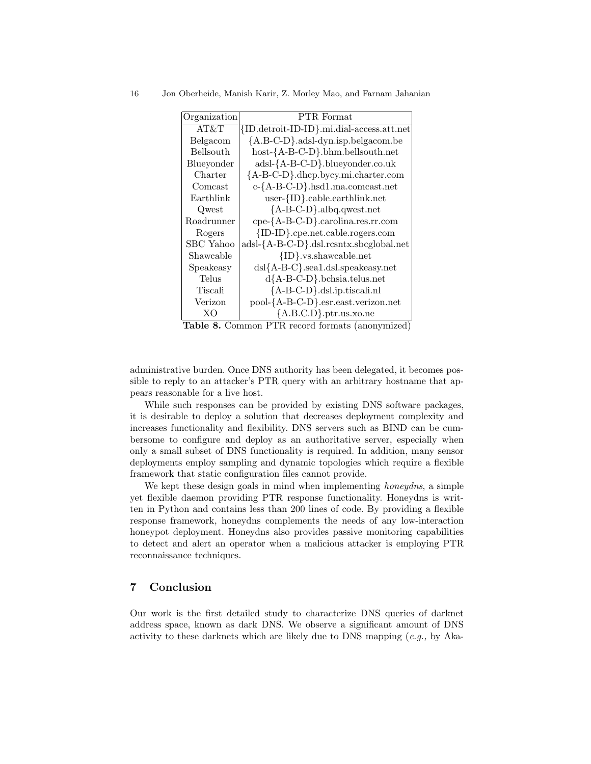| Organization | PTR Format |
|---|---|
| AT&T | {ID.detroit-ID-ID}.mi.dial-access.att.net |
| Belgacom | {A.B-C-D}.adsl-dyn.isp.belgacom.be |
| Bellsouth | host-{A-B-C-D}.bhm.bellsouth.net |
| Blueyonder | adsl-{A-B-C-D}.blueyonder.co.uk |
| Charter | {A-B-C-D}.dhcp.bycy.mi.charter.com |
| Comcast | c-{A-B-C-D}.hsd1.ma.comcast.net |
| Earthlink | user-{ID}.cable.earthlink.net |
| Qwest | {A-B-C-D}.albq.qwest.net |
| Roadrunner | cpe-{A-B-C-D}.carolina.res.rr.com |
| Rogers | {ID-ID}.cpe.net.cable.rogers.com |
| SBC Yahoo | adsl-{A-B-C-D}.dsl.rcsntx.sbcglobal.net |
| Shawcable | {ID}.vs.shawcable.net |
| Speakeasy | dsl{A-B-C}.sea1.dsl.speakeasy.net |
| Telus | d{A-B-C-D}.bchsia.telus.net |
| Tiscali | {A-B-C-D}.dsl.ip.tiscali.nl |
| Verizon | pool-{A-B-C-D}.esr.east.verizon.net |
| XO | {A.B.C.D}.ptr.us.xo.ne |

**Table 8.** Common PTR record formats (anonymized)

administrative burden. Once DNS authority has been delegated, it becomes possible to reply to an attacker's PTR query with an arbitrary hostname that appears reasonable for a live host.

While such responses can be provided by existing DNS software packages, it is desirable to deploy a solution that decreases deployment complexity and increases functionality and flexibility. DNS servers such as BIND can be cumbersome to configure and deploy as an authoritative server, especially when only a small subset of DNS functionality is required. In addition, many sensor deployments employ sampling and dynamic topologies which require a flexible framework that static configuration files cannot provide.

We kept these design goals in mind when implementing *honeydns*, a simple yet flexible daemon providing PTR response functionality. Honeydns is written in Python and contains less than 200 lines of code. By providing a flexible response framework, honeydns complements the needs of any low-interaction honeypot deployment. Honeydns also provides passive monitoring capabilities to detect and alert an operator when a malicious attacker is employing PTR reconnaissance techniques.

## 7 Conclusion

Our work is the first detailed study to characterize DNS queries of darknet address space, known as dark DNS. We observe a significant amount of DNS activity to these darknets which are likely due to DNS mapping (*e.g.,* by Aka-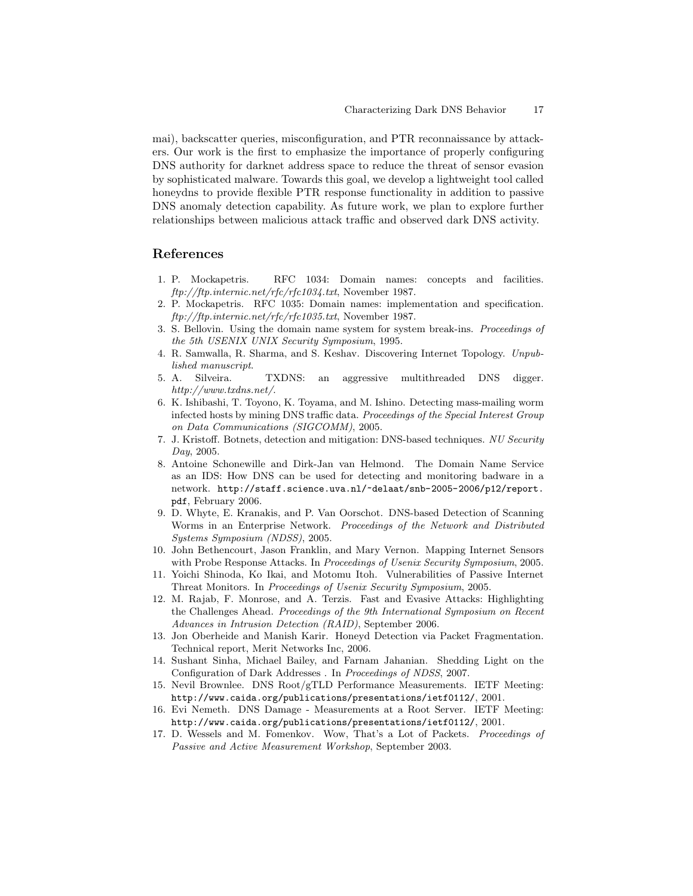mai), backscatter queries, misconfiguration, and PTR reconnaissance by attackers. Our work is the first to emphasize the importance of properly configuring DNS authority for darknet address space to reduce the threat of sensor evasion by sophisticated malware. Towards this goal, we develop a lightweight tool called honeydns to provide flexible PTR response functionality in addition to passive DNS anomaly detection capability. As future work, we plan to explore further relationships between malicious attack traffic and observed dark DNS activity.

## References

1. P. Mockapetris. RFC 1034: Domain names: concepts and facilities. *ftp://ftp.internic.net/rfc/rfc1034.txt*, November 1987.
2. P. Mockapetris. RFC 1035: Domain names: implementation and specification. *ftp://ftp.internic.net/rfc/rfc1035.txt*, November 1987.
3. S. Bellovin. Using the domain name system for system break-ins. *Proceedings of the 5th USENIX UNIX Security Symposium*, 1995.
4. R. Samwalla, R. Sharma, and S. Keshav. Discovering Internet Topology. *Unpublished manuscript*.
5. A. Silveira. TXDNS: an aggressive multithreaded DNS digger. *http://www.txdns.net/*.
6. K. Ishibashi, T. Toyono, K. Toyama, and M. Ishino. Detecting mass-mailing worm infected hosts by mining DNS traffic data. *Proceedings of the Special Interest Group on Data Communications (SIGCOMM)*, 2005.
7. J. Kristoff. Botnets, detection and mitigation: DNS-based techniques. *NU Security Day*, 2005.
8. Antoine Schonewille and Dirk-Jan van Helmond. The Domain Name Service as an IDS: How DNS can be used for detecting and monitoring badware in a network. `http://staff.science.uva.nl/~delaat/snb-2005-2006/p12/report.pdf`, February 2006.
9. D. Whyte, E. Kranakis, and P. Van Oorschot. DNS-based Detection of Scanning Worms in an Enterprise Network. *Proceedings of the Network and Distributed Systems Symposium (NDSS)*, 2005.
10. John Bethencourt, Jason Franklin, and Mary Vernon. Mapping Internet Sensors with Probe Response Attacks. In *Proceedings of Usenix Security Symposium*, 2005.
11. Yoichi Shinoda, Ko Ikai, and Motomu Itoh. Vulnerabilities of Passive Internet Threat Monitors. In *Proceedings of Usenix Security Symposium*, 2005.
12. M. Rajab, F. Monrose, and A. Terzis. Fast and Evasive Attacks: Highlighting the Challenges Ahead. *Proceedings of the 9th International Symposium on Recent Advances in Intrusion Detection (RAID)*, September 2006.
13. Jon Oberheide and Manish Karir. Honeyd Detection via Packet Fragmentation. Technical report, Merit Networks Inc, 2006.
14. Sushant Sinha, Michael Bailey, and Farnam Jahanian. Shedding Light on the Configuration of Dark Addresses . In *Proceedings of NDSS*, 2007.
15. Nevil Brownlee. DNS Root/gTLD Performance Measurements. IETF Meeting: `http://www.caida.org/publications/presentations/ietf0112/`, 2001.
16. Evi Nemeth. DNS Damage - Measurements at a Root Server. IETF Meeting: `http://www.caida.org/publications/presentations/ietf0112/`, 2001.
17. D. Wessels and M. Fomenkov. Wow, That's a Lot of Packets. *Proceedings of Passive and Active Measurement Workshop*, September 2003.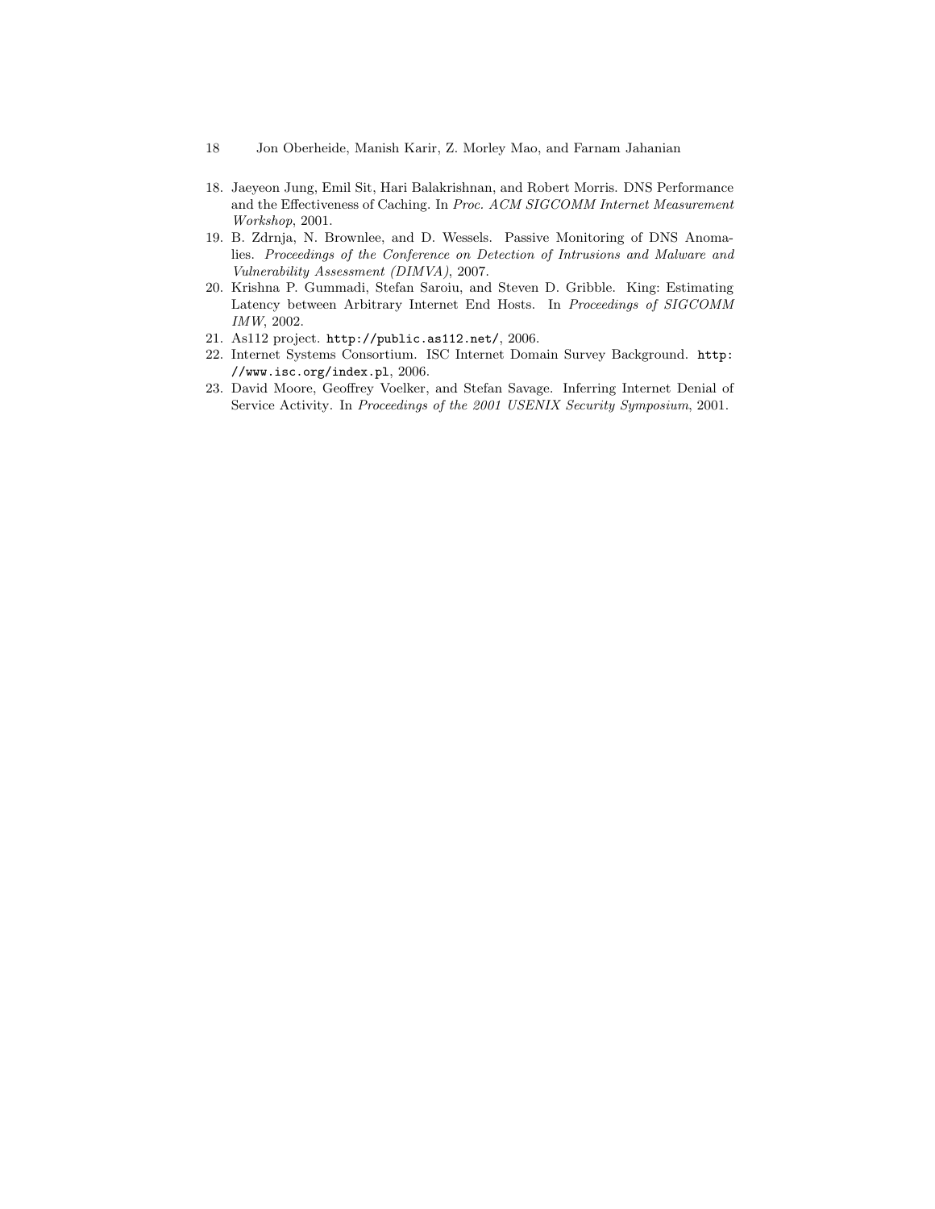18. Jaeyeon Jung, Emil Sit, Hari Balakrishnan, and Robert Morris. DNS Performance and the Effectiveness of Caching. In *Proc. ACM SIGCOMM Internet Measurement Workshop*, 2001.
19. B. Zdrnja, N. Brownlee, and D. Wessels. Passive Monitoring of DNS Anomalies. *Proceedings of the Conference on Detection of Intrusions and Malware and Vulnerability Assessment (DIMVA)*, 2007.
20. Krishna P. Gummadi, Stefan Saroiu, and Steven D. Gribble. King: Estimating Latency between Arbitrary Internet End Hosts. In *Proceedings of SIGCOMM IMW*, 2002.
21. As112 project. `http://public.as112.net/`, 2006.
22. Internet Systems Consortium. ISC Internet Domain Survey Background. `http://www.isc.org/index.pl`, 2006.
23. David Moore, Geoffrey Voelker, and Stefan Savage. Inferring Internet Denial of Service Activity. In *Proceedings of the 2001 USENIX Security Symposium*, 2001.